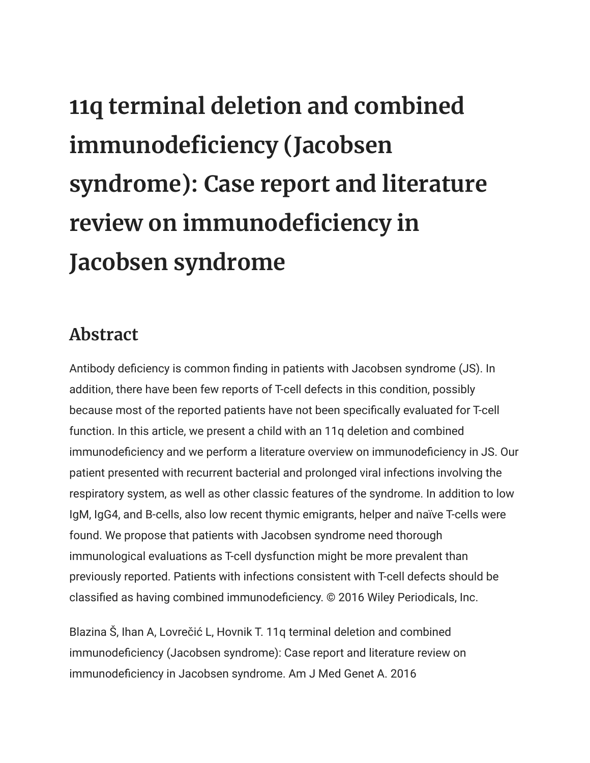# 11q terminal deletion and combined immunodeficiency (Jacobsen syndrome): Case report and literature review on immunodeficiency in Jacobsen syndrome

## Abstract

Antibody deficiency is common finding in patients with Jacobsen syndrome (JS). In addition, there have been few reports of T-cell defects in this condition, possibly because most of the reported patients have not been specifically evaluated for T-cell function. In this article, we present a child with an 11q deletion and combined immunodeficiency and we perform a literature overview on immunodeficiency in JS. Our patient presented with recurrent bacterial and prolonged viral infections involving the respiratory system, as well as other classic features of the syndrome. In addition to low IgM, IgG4, and B-cells, also low recent thymic emigrants, helper and naïve T-cells were found. We propose that patients with Jacobsen syndrome need thorough immunological evaluations as T-cell dysfunction might be more prevalent than previously reported. Patients with infections consistent with T-cell defects should be classified as having combined immunodeficiency. © 2016 Wiley Periodicals, Inc.

Blazina Š, Ihan A, Lovrečić L, Hovnik T. 11q terminal deletion and combined immunodeficiency (Jacobsen syndrome): Case report and literature review on immunodeficiency in Jacobsen syndrome. Am J Med Genet A. 2016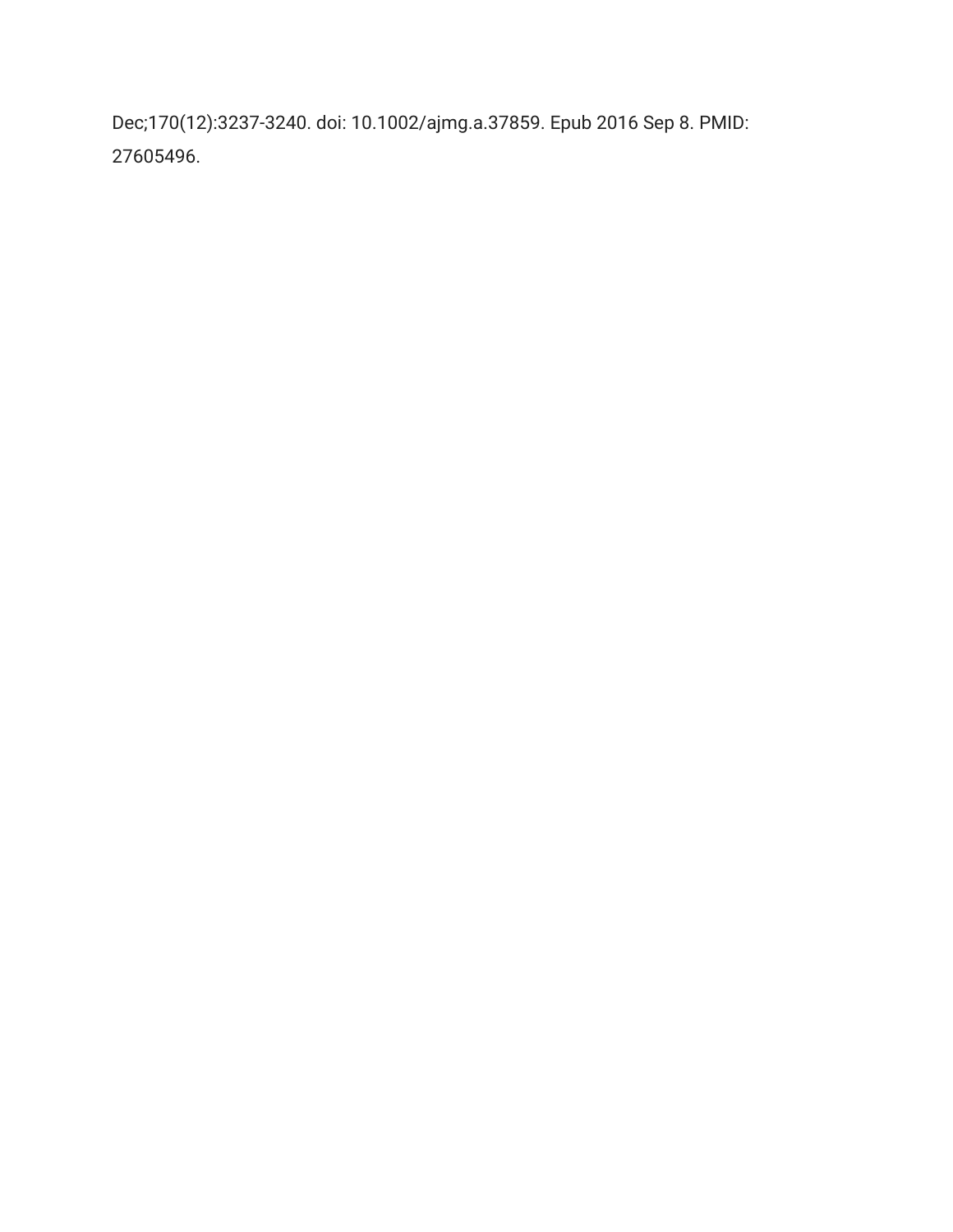Dec;170(12):3237-3240. doi: 10.1002/ajmg.a.37859. Epub 2016 Sep 8. PMID: 27605496.